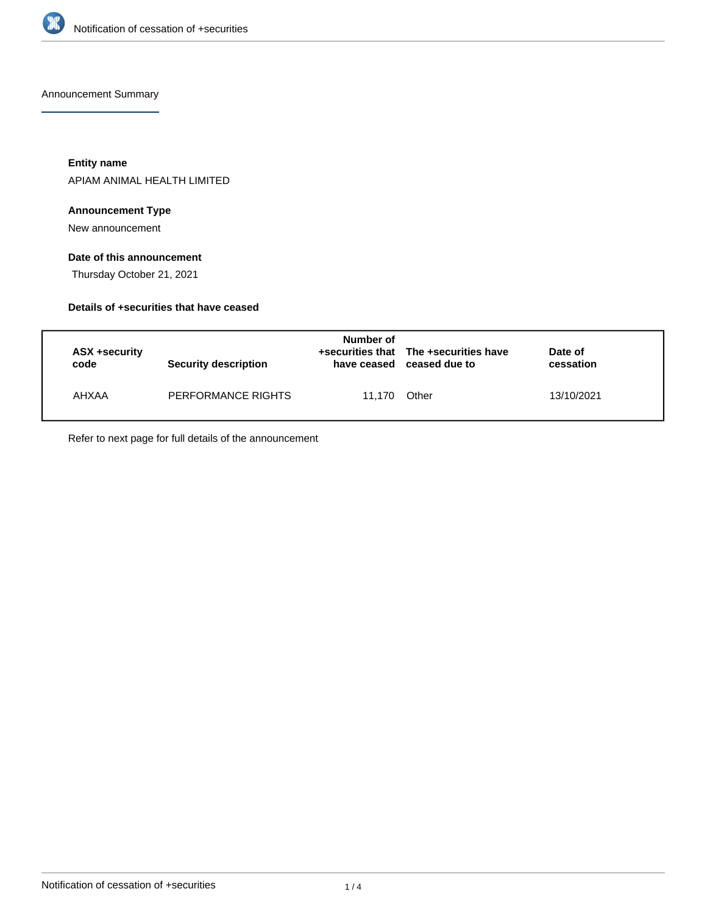Notification of cessation of +securities

## Announcement Summary

**Entity name**

APIAM ANIMAL HEALTH LIMITED

**Announcement Type**

New announcement

**Date of this announcement**

Thursday October 21, 2021

**Details of +securities that have ceased**

| ASX +security code | Security description | Number of +securities that have ceased | The +securities have ceased due to | Date of cessation |
|---|---|---|---|---|
| AHXAA | PERFORMANCE RIGHTS | 11,170 | Other | 13/10/2021 |

Refer to next page for full details of the announcement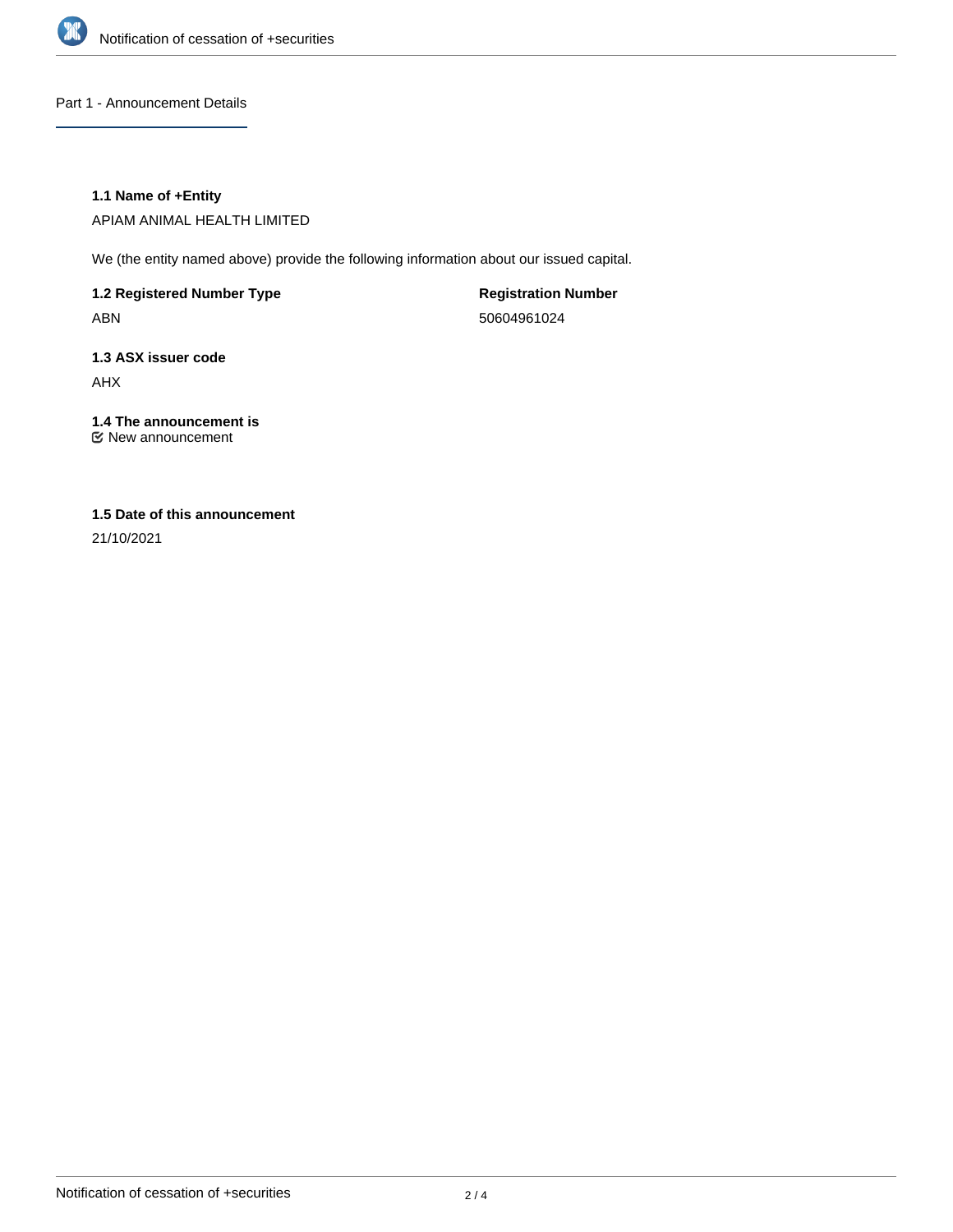## Part 1 - Announcement Details

### 1.1 Name of +Entity

APIAM ANIMAL HEALTH LIMITED

We (the entity named above) provide the following information about our issued capital.

| **1.2 Registered Number Type** | **Registration Number** |
| --- | --- |
| ABN | 50604961024 |

### 1.3 ASX issuer code

AHX

### 1.4 The announcement is

☑ New announcement

### 1.5 Date of this announcement

21/10/2021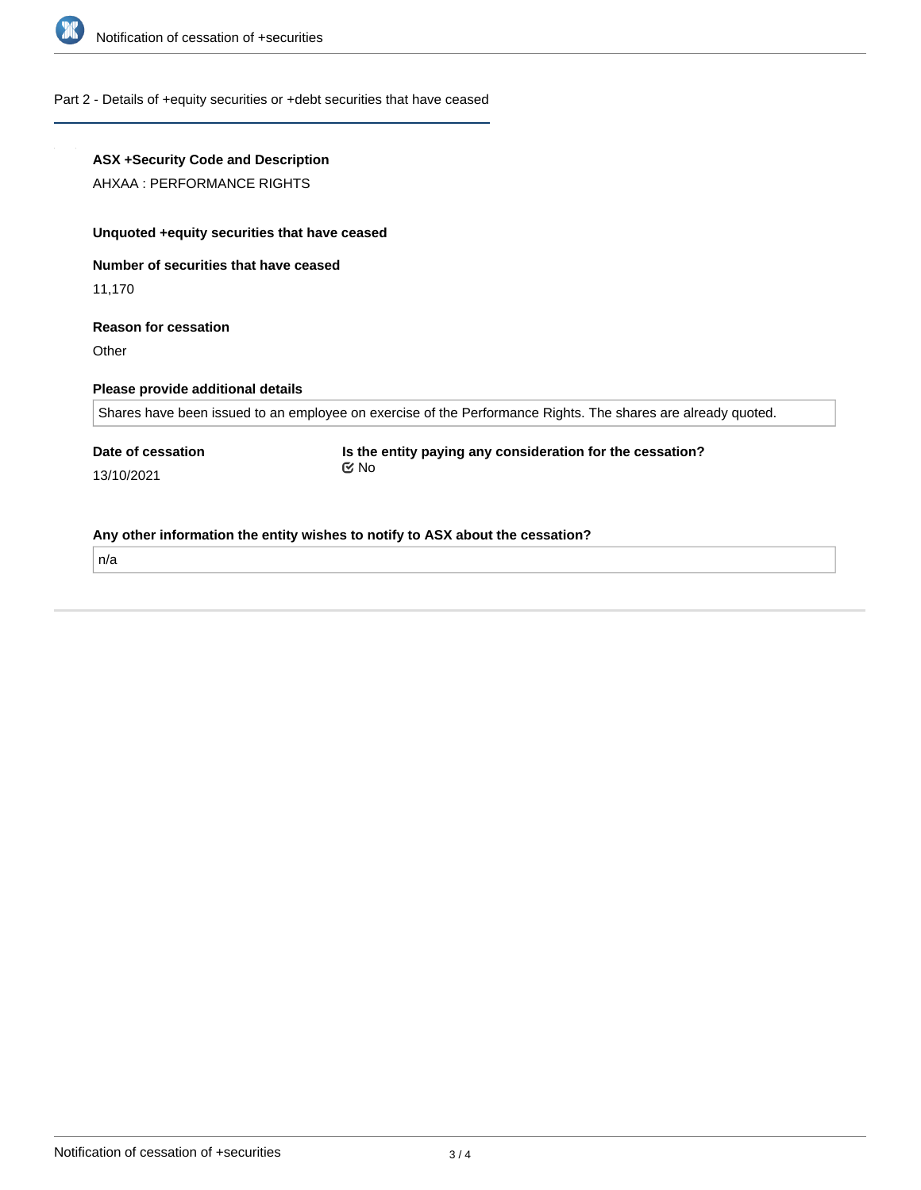Part 2 - Details of +equity securities or +debt securities that have ceased

**ASX +Security Code and Description**

AHXAA : PERFORMANCE RIGHTS

**Unquoted +equity securities that have ceased**

**Number of securities that have ceased**

11,170

**Reason for cessation**

Other

**Please provide additional details**

Shares have been issued to an employee on exercise of the Performance Rights. The shares are already quoted.

**Date of cessation**

13/10/2021

**Is the entity paying any consideration for the cessation?**

No

**Any other information the entity wishes to notify to ASX about the cessation?**

n/a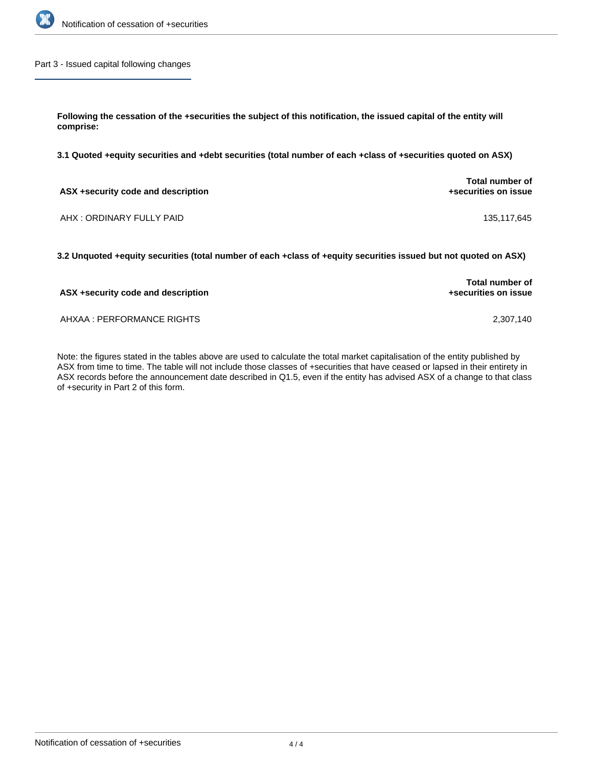## Part 3 - Issued capital following changes

**Following the cessation of the +securities the subject of this notification, the issued capital of the entity will comprise:**

**3.1 Quoted +equity securities and +debt securities (total number of each +class of +securities quoted on ASX)**

| ASX +security code and description | Total number of +securities on issue |
|---|---|
| AHX : ORDINARY FULLY PAID | 135,117,645 |

**3.2 Unquoted +equity securities (total number of each +class of +equity securities issued but not quoted on ASX)**

| ASX +security code and description | Total number of +securities on issue |
|---|---|
| AHXAA : PERFORMANCE RIGHTS | 2,307,140 |

Note: the figures stated in the tables above are used to calculate the total market capitalisation of the entity published by ASX from time to time. The table will not include those classes of +securities that have ceased or lapsed in their entirety in ASX records before the announcement date described in Q1.5, even if the entity has advised ASX of a change to that class of +security in Part 2 of this form.